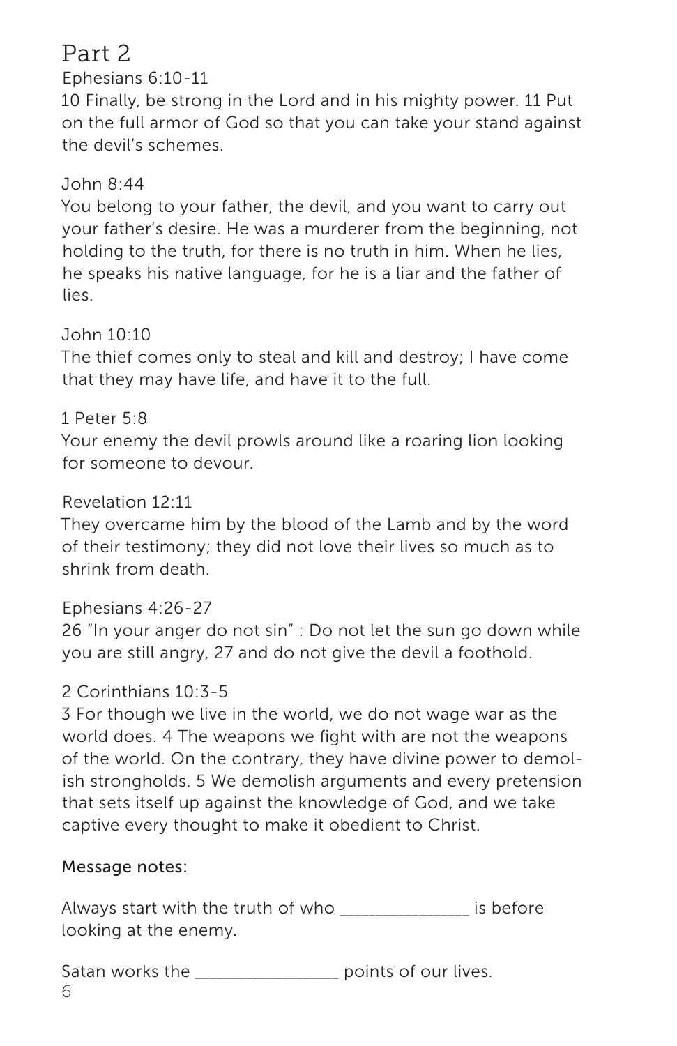# Part 2

Ephesians 6:10-11

10 Finally, be strong in the Lord and in his mighty power. 11 Put on the full armor of God so that you can take your stand against the devil's schemes.

John 8:44

You belong to your father, the devil, and you want to carry out your father's desire. He was a murderer from the beginning, not holding to the truth, for there is no truth in him. When he lies, he speaks his native language, for he is a liar and the father of lies.

John 10:10

The thief comes only to steal and kill and destroy; I have come that they may have life, and have it to the full.

1 Peter 5:8

Your enemy the devil prowls around like a roaring lion looking for someone to devour.

Revelation 12:11

They overcame him by the blood of the Lamb and by the word of their testimony; they did not love their lives so much as to shrink from death.

Ephesians 4:26-27

26 "In your anger do not sin" : Do not let the sun go down while you are still angry, 27 and do not give the devil a foothold.

2 Corinthians 10:3-5

3 For though we live in the world, we do not wage war as the world does. 4 The weapons we fight with are not the weapons of the world. On the contrary, they have divine power to demolish strongholds. 5 We demolish arguments and every pretension that sets itself up against the knowledge of God, and we take captive every thought to make it obedient to Christ.

Message notes:

Always start with the truth of who ______________ is before looking at the enemy.

Satan works the ________________ points of our lives.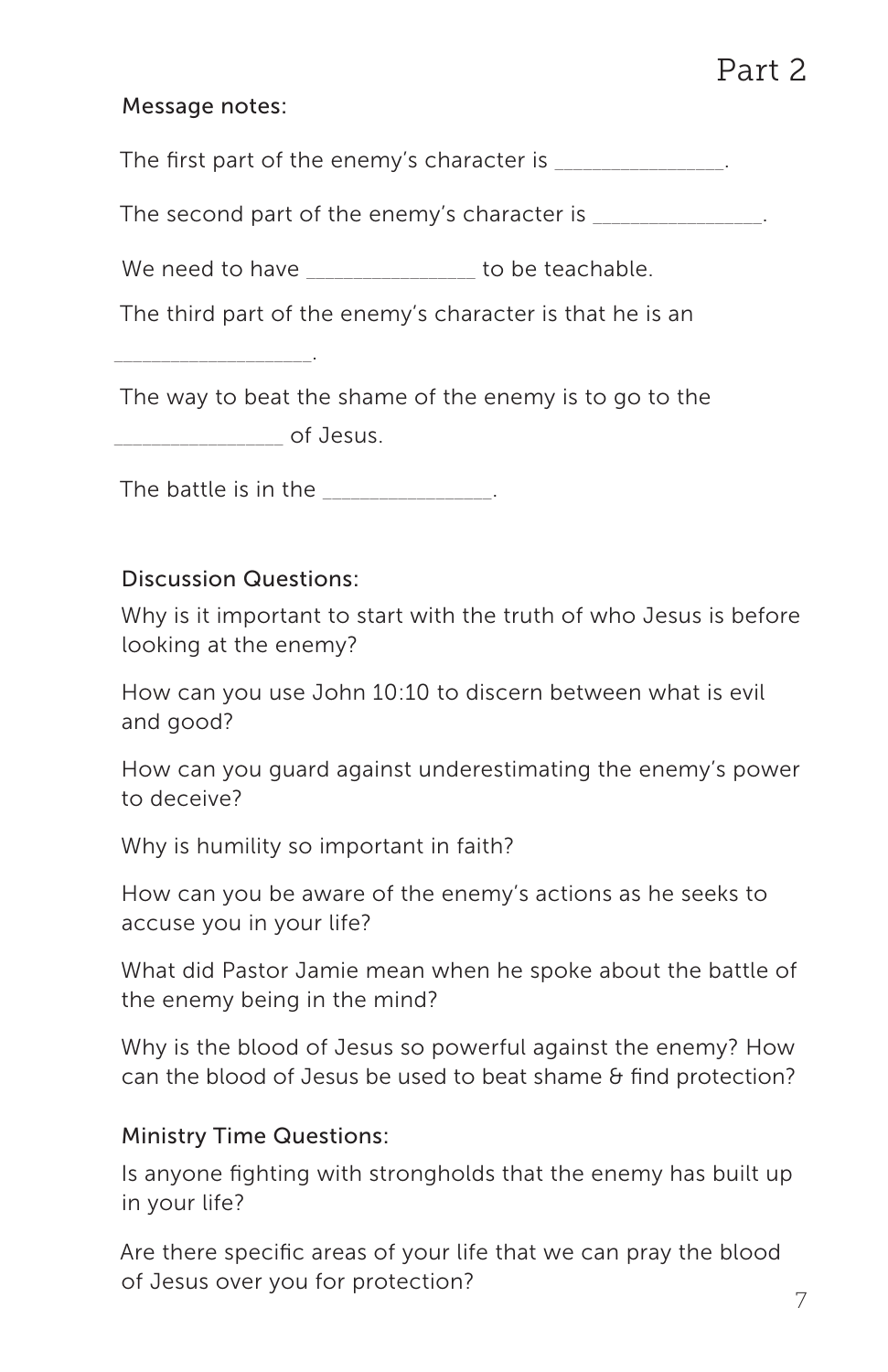# Part 2

Message notes:

The first part of the enemy's character is _______________.

The second part of the enemy's character is _______________.

We need to have _______________ to be teachable.

The third part of the enemy's character is that he is an _________________.

The way to beat the shame of the enemy is to go to the _______________ of Jesus.

The battle is in the _______________.

Discussion Questions:

Why is it important to start with the truth of who Jesus is before looking at the enemy?

How can you use John 10:10 to discern between what is evil and good?

How can you guard against underestimating the enemy's power to deceive?

Why is humility so important in faith?

How can you be aware of the enemy's actions as he seeks to accuse you in your life?

What did Pastor Jamie mean when he spoke about the battle of the enemy being in the mind?

Why is the blood of Jesus so powerful against the enemy? How can the blood of Jesus be used to beat shame & find protection?

Ministry Time Questions:

Is anyone fighting with strongholds that the enemy has built up in your life?

Are there specific areas of your life that we can pray the blood of Jesus over you for protection?